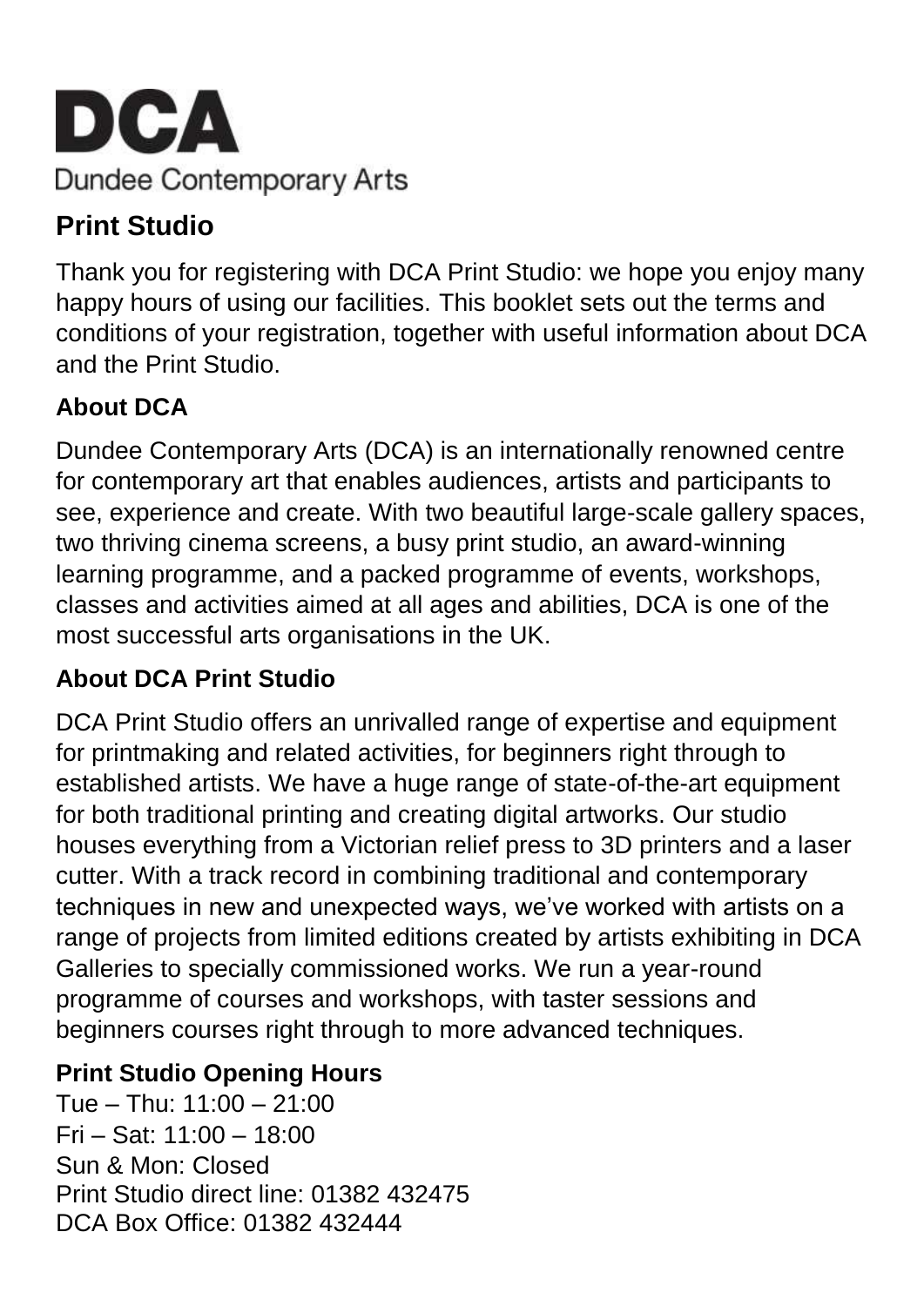# DCA

Dundee Contemporary Arts

## Print Studio

Thank you for registering with DCA Print Studio: we hope you enjoy many happy hours of using our facilities. This booklet sets out the terms and conditions of your registration, together with useful information about DCA and the Print Studio.

### About DCA

Dundee Contemporary Arts (DCA) is an internationally renowned centre for contemporary art that enables audiences, artists and participants to see, experience and create. With two beautiful large-scale gallery spaces, two thriving cinema screens, a busy print studio, an award-winning learning programme, and a packed programme of events, workshops, classes and activities aimed at all ages and abilities, DCA is one of the most successful arts organisations in the UK.

### About DCA Print Studio

DCA Print Studio offers an unrivalled range of expertise and equipment for printmaking and related activities, for beginners right through to established artists. We have a huge range of state-of-the-art equipment for both traditional printing and creating digital artworks. Our studio houses everything from a Victorian relief press to 3D printers and a laser cutter. With a track record in combining traditional and contemporary techniques in new and unexpected ways, we've worked with artists on a range of projects from limited editions created by artists exhibiting in DCA Galleries to specially commissioned works. We run a year-round programme of courses and workshops, with taster sessions and beginners courses right through to more advanced techniques.

### Print Studio Opening Hours

Tue – Thu: 11:00 – 21:00
Fri – Sat: 11:00 – 18:00
Sun & Mon: Closed
Print Studio direct line: 01382 432475
DCA Box Office: 01382 432444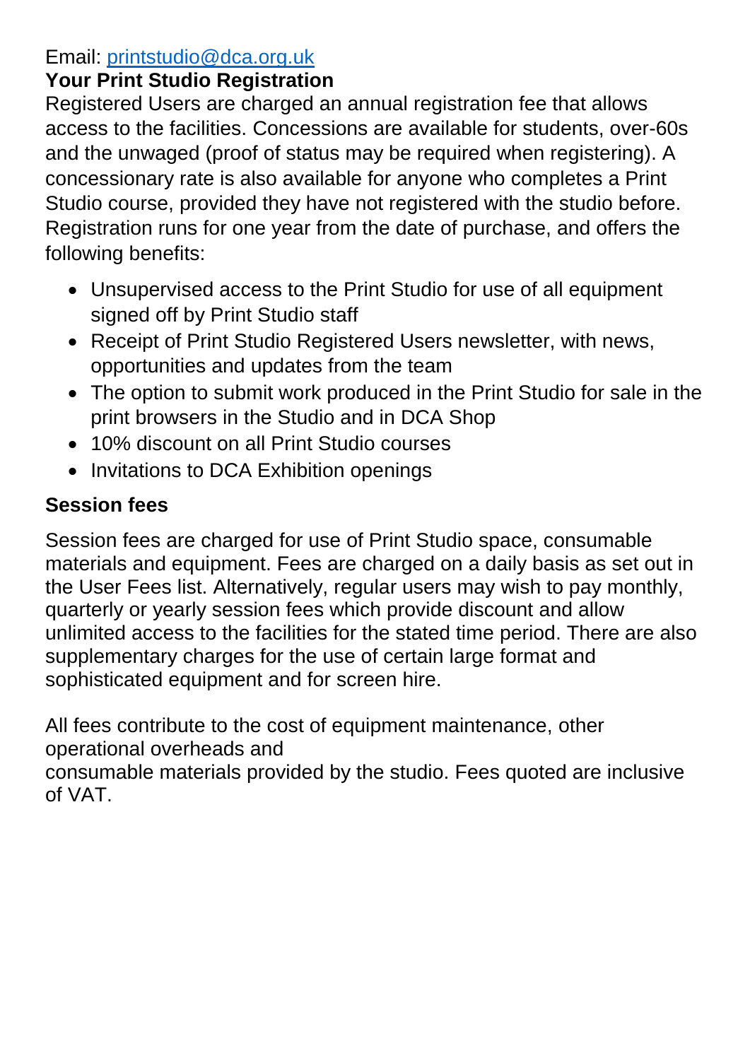Email: [printstudio@dca.org.uk](mailto:printstudio@dca.org.uk)

## Your Print Studio Registration

Registered Users are charged an annual registration fee that allows access to the facilities. Concessions are available for students, over-60s and the unwaged (proof of status may be required when registering). A concessionary rate is also available for anyone who completes a Print Studio course, provided they have not registered with the studio before. Registration runs for one year from the date of purchase, and offers the following benefits:

- Unsupervised access to the Print Studio for use of all equipment signed off by Print Studio staff
- Receipt of Print Studio Registered Users newsletter, with news, opportunities and updates from the team
- The option to submit work produced in the Print Studio for sale in the print browsers in the Studio and in DCA Shop
- 10% discount on all Print Studio courses
- Invitations to DCA Exhibition openings

## Session fees

Session fees are charged for use of Print Studio space, consumable materials and equipment. Fees are charged on a daily basis as set out in the User Fees list. Alternatively, regular users may wish to pay monthly, quarterly or yearly session fees which provide discount and allow unlimited access to the facilities for the stated time period. There are also supplementary charges for the use of certain large format and sophisticated equipment and for screen hire.

All fees contribute to the cost of equipment maintenance, other operational overheads and consumable materials provided by the studio. Fees quoted are inclusive of VAT.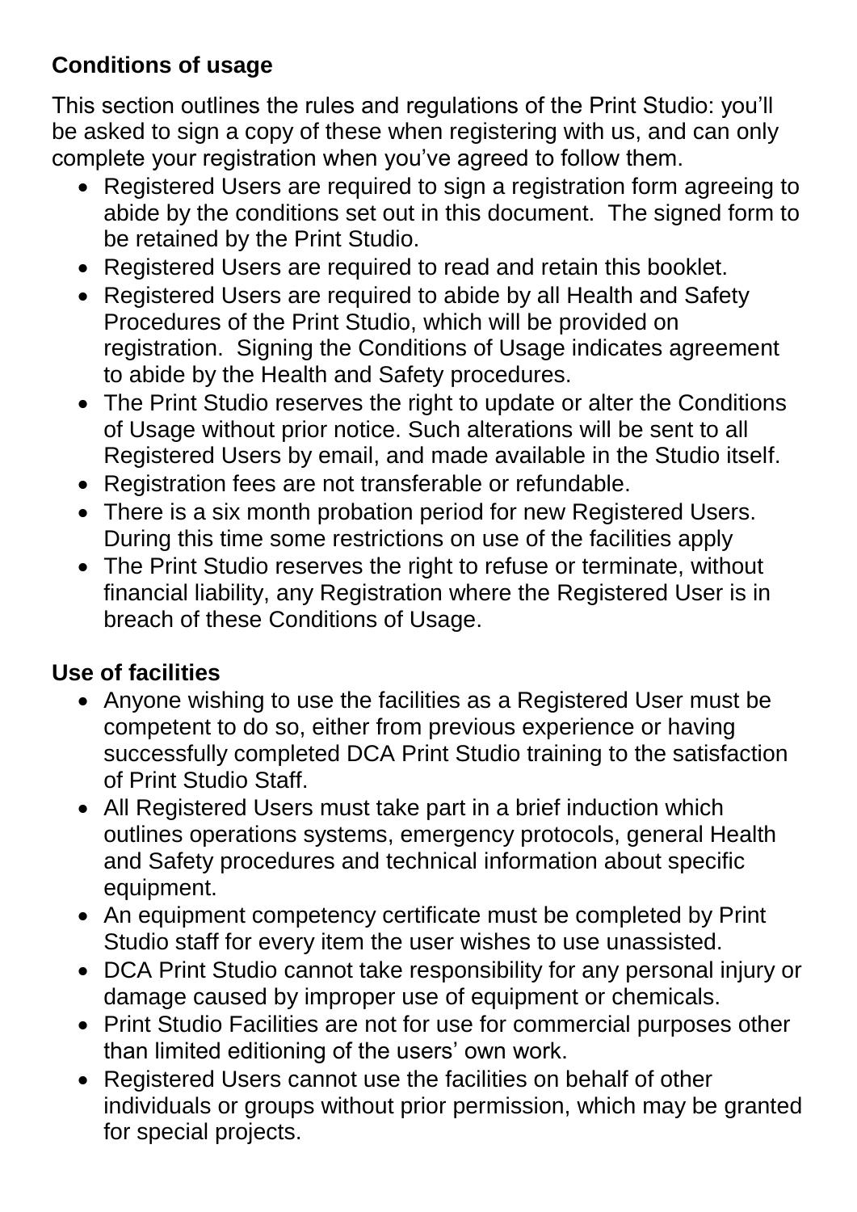## Conditions of usage

This section outlines the rules and regulations of the Print Studio: you'll be asked to sign a copy of these when registering with us, and can only complete your registration when you've agreed to follow them.

- Registered Users are required to sign a registration form agreeing to abide by the conditions set out in this document. The signed form to be retained by the Print Studio.
- Registered Users are required to read and retain this booklet.
- Registered Users are required to abide by all Health and Safety Procedures of the Print Studio, which will be provided on registration. Signing the Conditions of Usage indicates agreement to abide by the Health and Safety procedures.
- The Print Studio reserves the right to update or alter the Conditions of Usage without prior notice. Such alterations will be sent to all Registered Users by email, and made available in the Studio itself.
- Registration fees are not transferable or refundable.
- There is a six month probation period for new Registered Users. During this time some restrictions on use of the facilities apply
- The Print Studio reserves the right to refuse or terminate, without financial liability, any Registration where the Registered User is in breach of these Conditions of Usage.

## Use of facilities

- Anyone wishing to use the facilities as a Registered User must be competent to do so, either from previous experience or having successfully completed DCA Print Studio training to the satisfaction of Print Studio Staff.
- All Registered Users must take part in a brief induction which outlines operations systems, emergency protocols, general Health and Safety procedures and technical information about specific equipment.
- An equipment competency certificate must be completed by Print Studio staff for every item the user wishes to use unassisted.
- DCA Print Studio cannot take responsibility for any personal injury or damage caused by improper use of equipment or chemicals.
- Print Studio Facilities are not for use for commercial purposes other than limited editioning of the users' own work.
- Registered Users cannot use the facilities on behalf of other individuals or groups without prior permission, which may be granted for special projects.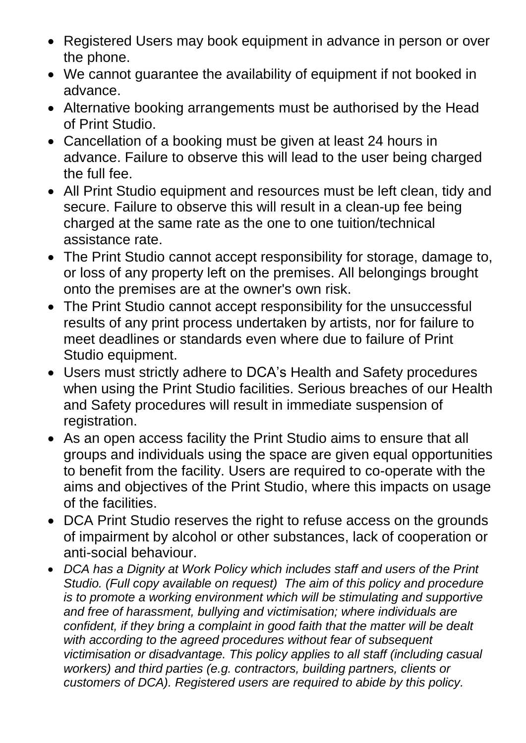- Registered Users may book equipment in advance in person or over the phone.
- We cannot guarantee the availability of equipment if not booked in advance.
- Alternative booking arrangements must be authorised by the Head of Print Studio.
- Cancellation of a booking must be given at least 24 hours in advance. Failure to observe this will lead to the user being charged the full fee.
- All Print Studio equipment and resources must be left clean, tidy and secure. Failure to observe this will result in a clean-up fee being charged at the same rate as the one to one tuition/technical assistance rate.
- The Print Studio cannot accept responsibility for storage, damage to, or loss of any property left on the premises. All belongings brought onto the premises are at the owner's own risk.
- The Print Studio cannot accept responsibility for the unsuccessful results of any print process undertaken by artists, nor for failure to meet deadlines or standards even where due to failure of Print Studio equipment.
- Users must strictly adhere to DCA's Health and Safety procedures when using the Print Studio facilities. Serious breaches of our Health and Safety procedures will result in immediate suspension of registration.
- As an open access facility the Print Studio aims to ensure that all groups and individuals using the space are given equal opportunities to benefit from the facility. Users are required to co-operate with the aims and objectives of the Print Studio, where this impacts on usage of the facilities.
- DCA Print Studio reserves the right to refuse access on the grounds of impairment by alcohol or other substances, lack of cooperation or anti-social behaviour.
- *DCA has a Dignity at Work Policy which includes staff and users of the Print Studio. (Full copy available on request) The aim of this policy and procedure is to promote a working environment which will be stimulating and supportive and free of harassment, bullying and victimisation; where individuals are confident, if they bring a complaint in good faith that the matter will be dealt with according to the agreed procedures without fear of subsequent victimisation or disadvantage. This policy applies to all staff (including casual workers) and third parties (e.g. contractors, building partners, clients or customers of DCA). Registered users are required to abide by this policy.*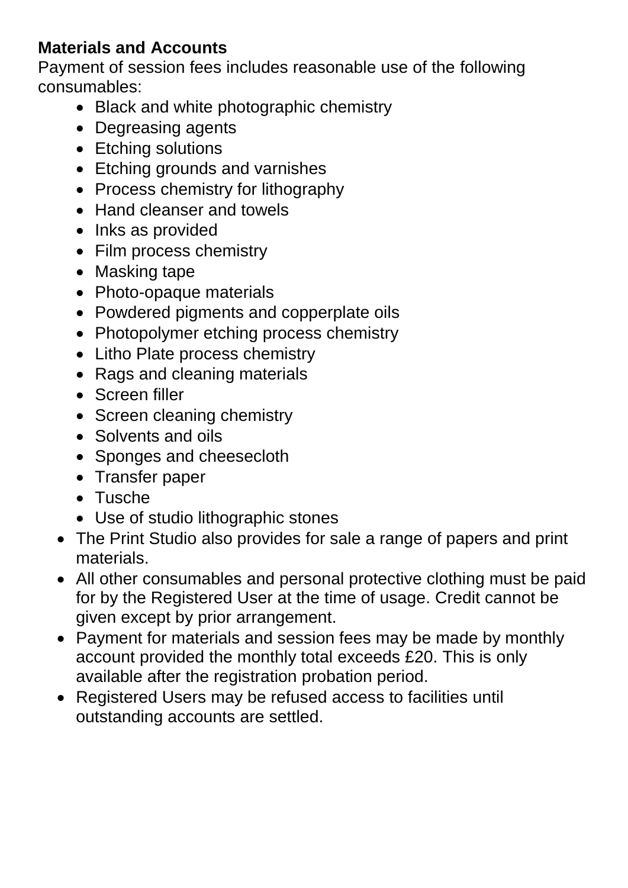**Materials and Accounts**

Payment of session fees includes reasonable use of the following consumables:

- Black and white photographic chemistry
- Degreasing agents
- Etching solutions
- Etching grounds and varnishes
- Process chemistry for lithography
- Hand cleanser and towels
- Inks as provided
- Film process chemistry
- Masking tape
- Photo-opaque materials
- Powdered pigments and copperplate oils
- Photopolymer etching process chemistry
- Litho Plate process chemistry
- Rags and cleaning materials
- Screen filler
- Screen cleaning chemistry
- Solvents and oils
- Sponges and cheesecloth
- Transfer paper
- Tusche
- Use of studio lithographic stones

- The Print Studio also provides for sale a range of papers and print materials.
- All other consumables and personal protective clothing must be paid for by the Registered User at the time of usage. Credit cannot be given except by prior arrangement.
- Payment for materials and session fees may be made by monthly account provided the monthly total exceeds £20. This is only available after the registration probation period.
- Registered Users may be refused access to facilities until outstanding accounts are settled.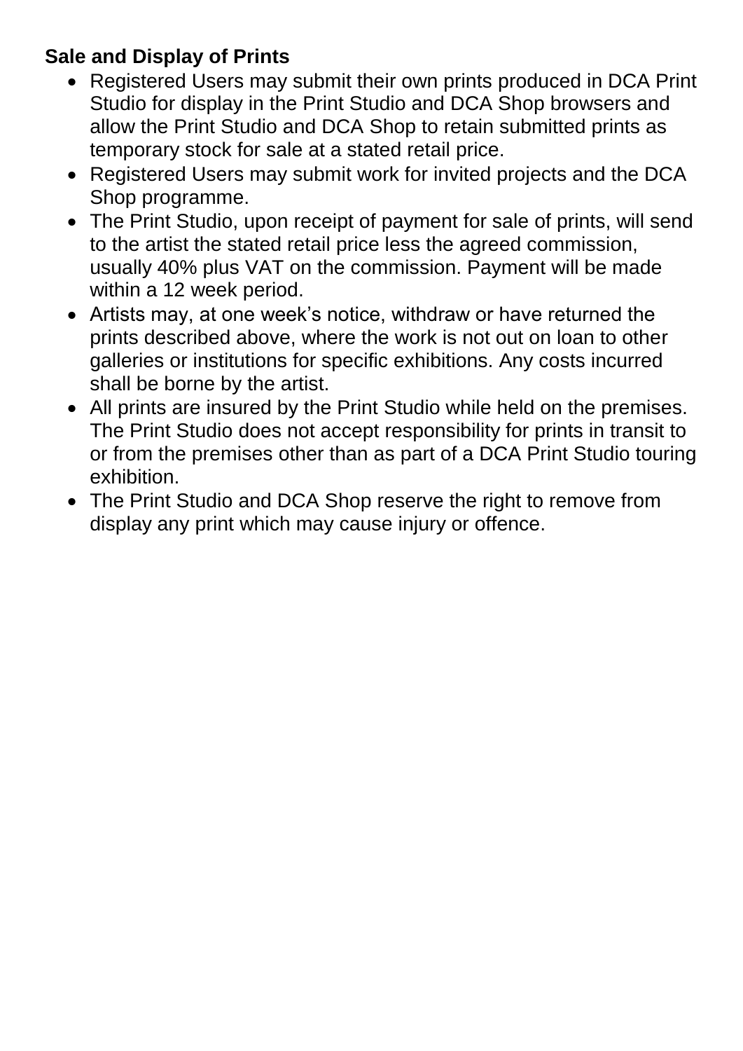**Sale and Display of Prints**

- Registered Users may submit their own prints produced in DCA Print Studio for display in the Print Studio and DCA Shop browsers and allow the Print Studio and DCA Shop to retain submitted prints as temporary stock for sale at a stated retail price.
- Registered Users may submit work for invited projects and the DCA Shop programme.
- The Print Studio, upon receipt of payment for sale of prints, will send to the artist the stated retail price less the agreed commission, usually 40% plus VAT on the commission. Payment will be made within a 12 week period.
- Artists may, at one week's notice, withdraw or have returned the prints described above, where the work is not out on loan to other galleries or institutions for specific exhibitions. Any costs incurred shall be borne by the artist.
- All prints are insured by the Print Studio while held on the premises. The Print Studio does not accept responsibility for prints in transit to or from the premises other than as part of a DCA Print Studio touring exhibition.
- The Print Studio and DCA Shop reserve the right to remove from display any print which may cause injury or offence.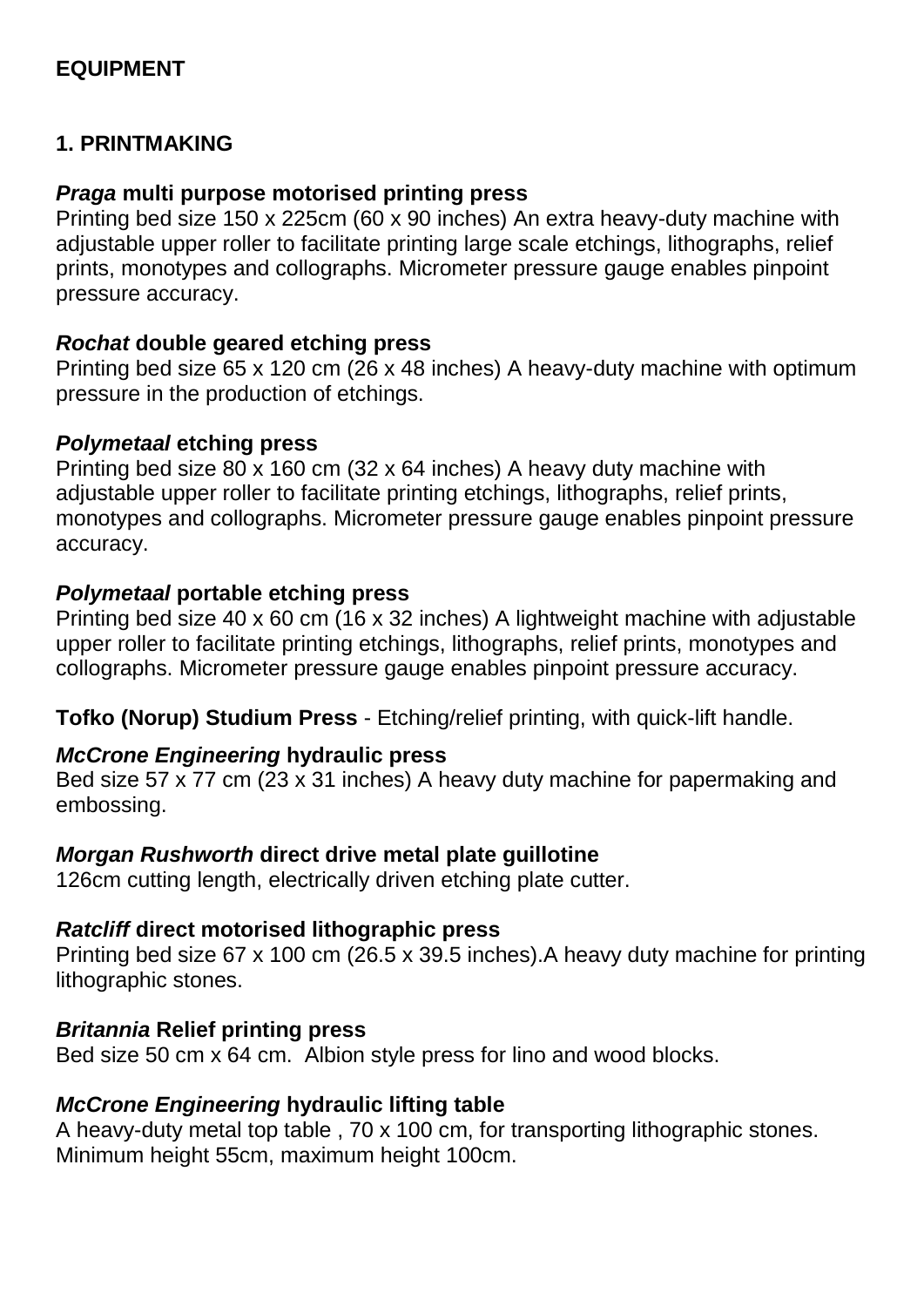## EQUIPMENT

### 1. PRINTMAKING

***Praga* multi purpose motorised printing press**
Printing bed size 150 x 225cm (60 x 90 inches) An extra heavy-duty machine with adjustable upper roller to facilitate printing large scale etchings, lithographs, relief prints, monotypes and collographs. Micrometer pressure gauge enables pinpoint pressure accuracy.

***Rochat* double geared etching press**
Printing bed size 65 x 120 cm (26 x 48 inches) A heavy-duty machine with optimum pressure in the production of etchings.

***Polymetaal* etching press**
Printing bed size 80 x 160 cm (32 x 64 inches) A heavy duty machine with adjustable upper roller to facilitate printing etchings, lithographs, relief prints, monotypes and collographs. Micrometer pressure gauge enables pinpoint pressure accuracy.

***Polymetaal* portable etching press**
Printing bed size 40 x 60 cm (16 x 32 inches) A lightweight machine with adjustable upper roller to facilitate printing etchings, lithographs, relief prints, monotypes and collographs. Micrometer pressure gauge enables pinpoint pressure accuracy.

**Tofko (Norup) Studium Press** - Etching/relief printing, with quick-lift handle.

***McCrone Engineering* hydraulic press**
Bed size 57 x 77 cm (23 x 31 inches) A heavy duty machine for papermaking and embossing.

***Morgan Rushworth* direct drive metal plate guillotine**
126cm cutting length, electrically driven etching plate cutter.

***Ratcliff* direct motorised lithographic press**
Printing bed size 67 x 100 cm (26.5 x 39.5 inches).A heavy duty machine for printing lithographic stones.

***Britannia* Relief printing press**
Bed size 50 cm x 64 cm. Albion style press for lino and wood blocks.

***McCrone Engineering* hydraulic lifting table**
A heavy-duty metal top table , 70 x 100 cm, for transporting lithographic stones. Minimum height 55cm, maximum height 100cm.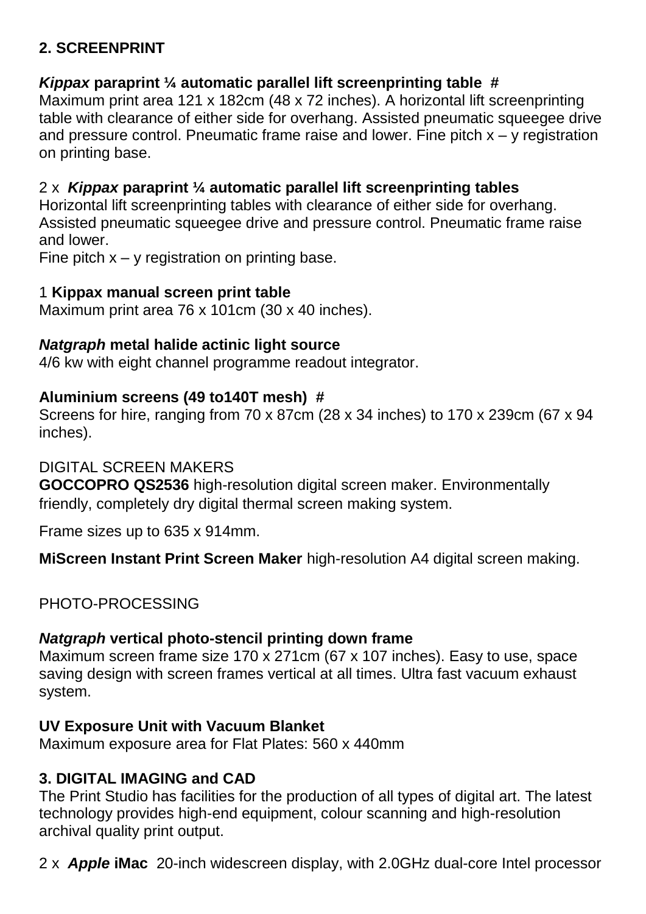## 2. SCREENPRINT

***Kippax*** **paraprint ¼ automatic parallel lift screenprinting table #**
Maximum print area 121 x 182cm (48 x 72 inches). A horizontal lift screenprinting table with clearance of either side for overhang. Assisted pneumatic squeegee drive and pressure control. Pneumatic frame raise and lower. Fine pitch x – y registration on printing base.

2 x ***Kippax*** **paraprint ¼ automatic parallel lift screenprinting tables**
Horizontal lift screenprinting tables with clearance of either side for overhang. Assisted pneumatic squeegee drive and pressure control. Pneumatic frame raise and lower.
Fine pitch x – y registration on printing base.

1 **Kippax manual screen print table**
Maximum print area 76 x 101cm (30 x 40 inches).

***Natgraph*** **metal halide actinic light source**
4/6 kw with eight channel programme readout integrator.

**Aluminium screens (49 to140T mesh) #**
Screens for hire, ranging from 70 x 87cm (28 x 34 inches) to 170 x 239cm (67 x 94 inches).

DIGITAL SCREEN MAKERS
**GOCCOPRO QS2536** high-resolution digital screen maker. Environmentally friendly, completely dry digital thermal screen making system.

Frame sizes up to 635 x 914mm.

**MiScreen Instant Print Screen Maker** high-resolution A4 digital screen making.

PHOTO-PROCESSING

***Natgraph*** **vertical photo-stencil printing down frame**
Maximum screen frame size 170 x 271cm (67 x 107 inches). Easy to use, space saving design with screen frames vertical at all times. Ultra fast vacuum exhaust system.

**UV Exposure Unit with Vacuum Blanket**
Maximum exposure area for Flat Plates: 560 x 440mm

## 3. DIGITAL IMAGING and CAD

The Print Studio has facilities for the production of all types of digital art. The latest technology provides high-end equipment, colour scanning and high-resolution archival quality print output.

2 x ***Apple*** **iMac** 20-inch widescreen display, with 2.0GHz dual-core Intel processor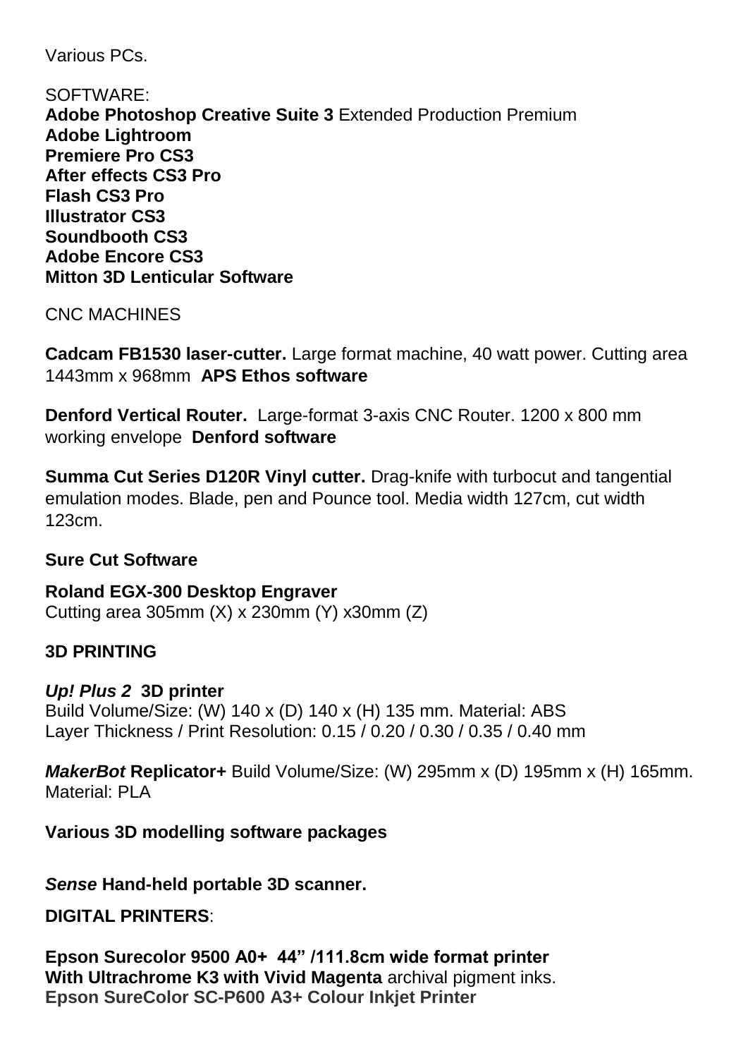Various PCs.

SOFTWARE:

**Adobe Photoshop Creative Suite 3** Extended Production Premium
**Adobe Lightroom**
**Premiere Pro CS3**
**After effects CS3 Pro**
**Flash CS3 Pro**
**Illustrator CS3**
**Soundbooth CS3**
**Adobe Encore CS3**
**Mitton 3D Lenticular Software**

CNC MACHINES

**Cadcam FB1530 laser-cutter.** Large format machine, 40 watt power. Cutting area 1443mm x 968mm **APS Ethos software**

**Denford Vertical Router.** Large-format 3-axis CNC Router. 1200 x 800 mm working envelope **Denford software**

**Summa Cut Series D120R Vinyl cutter.** Drag-knife with turbocut and tangential emulation modes. Blade, pen and Pounce tool. Media width 127cm, cut width 123cm.

**Sure Cut Software**

**Roland EGX-300 Desktop Engraver**
Cutting area 305mm (X) x 230mm (Y) x30mm (Z)

**3D PRINTING**

***Up! Plus 2*** **3D printer**
Build Volume/Size: (W) 140 x (D) 140 x (H) 135 mm. Material: ABS
Layer Thickness / Print Resolution: 0.15 / 0.20 / 0.30 / 0.35 / 0.40 mm

***MakerBot*** **Replicator+** Build Volume/Size: (W) 295mm x (D) 195mm x (H) 165mm. Material: PLA

**Various 3D modelling software packages**

***Sense*** **Hand-held portable 3D scanner.**

**DIGITAL PRINTERS**:

**Epson Surecolor 9500 A0+ 44" /111.8cm wide format printer**
**With Ultrachrome K3 with Vivid Magenta** archival pigment inks.
**Epson SureColor SC-P600 A3+ Colour Inkjet Printer**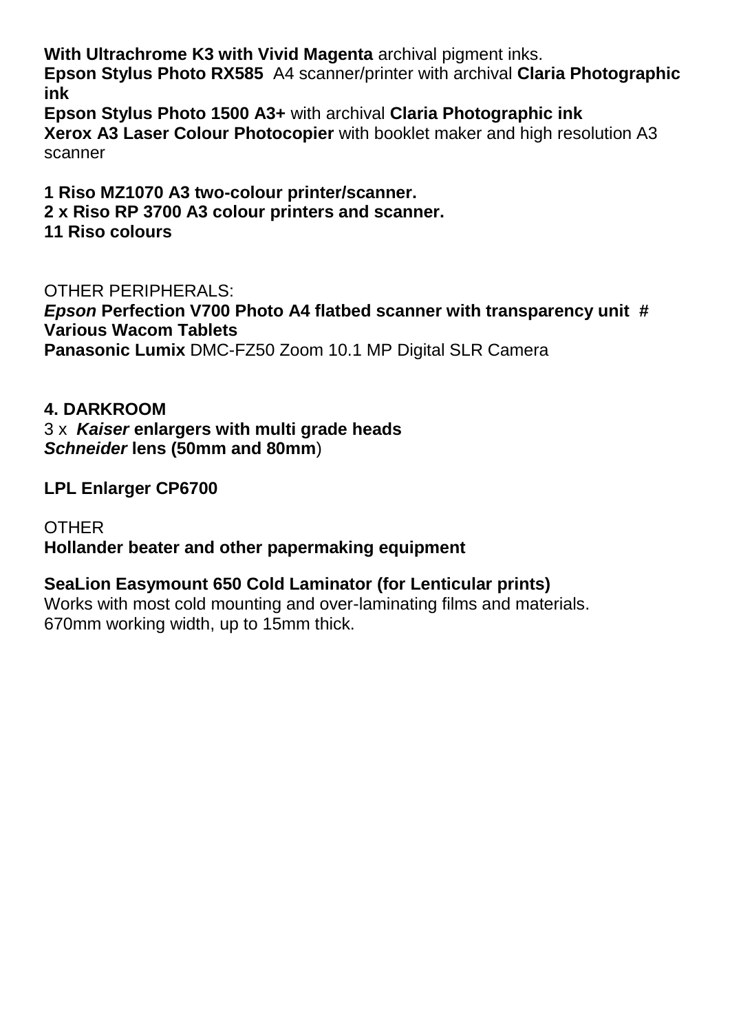**With Ultrachrome K3 with Vivid Magenta** archival pigment inks.
**Epson Stylus Photo RX585** A4 scanner/printer with archival **Claria Photographic ink**
**Epson Stylus Photo 1500 A3+** with archival **Claria Photographic ink**
**Xerox A3 Laser Colour Photocopier** with booklet maker and high resolution A3 scanner

**1 Riso MZ1070 A3 two-colour printer/scanner.**
**2 x Riso RP 3700 A3 colour printers and scanner.**
**11 Riso colours**

OTHER PERIPHERALS:
***Epson* Perfection V700 Photo A4 flatbed scanner with transparency unit #**
**Various Wacom Tablets**
**Panasonic Lumix** DMC-FZ50 Zoom 10.1 MP Digital SLR Camera

**4. DARKROOM**
3 x ***Kaiser* enlargers with multi grade heads**
***Schneider* lens (50mm and 80mm**)

**LPL Enlarger CP6700**

OTHER
**Hollander beater and other papermaking equipment**

**SeaLion Easymount 650 Cold Laminator (for Lenticular prints)**
Works with most cold mounting and over-laminating films and materials.
670mm working width, up to 15mm thick.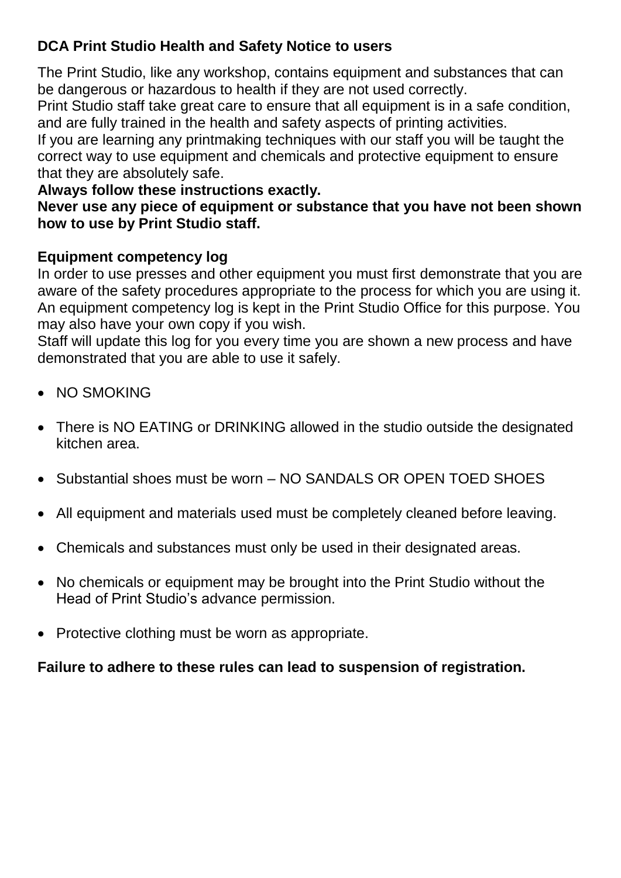## DCA Print Studio Health and Safety Notice to users

The Print Studio, like any workshop, contains equipment and substances that can be dangerous or hazardous to health if they are not used correctly.
Print Studio staff take great care to ensure that all equipment is in a safe condition, and are fully trained in the health and safety aspects of printing activities.
If you are learning any printmaking techniques with our staff you will be taught the correct way to use equipment and chemicals and protective equipment to ensure that they are absolutely safe.
**Always follow these instructions exactly.**
**Never use any piece of equipment or substance that you have not been shown how to use by Print Studio staff.**

### Equipment competency log

In order to use presses and other equipment you must first demonstrate that you are aware of the safety procedures appropriate to the process for which you are using it. An equipment competency log is kept in the Print Studio Office for this purpose. You may also have your own copy if you wish.
Staff will update this log for you every time you are shown a new process and have demonstrated that you are able to use it safely.

- NO SMOKING
- There is NO EATING or DRINKING allowed in the studio outside the designated kitchen area.
- Substantial shoes must be worn – NO SANDALS OR OPEN TOED SHOES
- All equipment and materials used must be completely cleaned before leaving.
- Chemicals and substances must only be used in their designated areas.
- No chemicals or equipment may be brought into the Print Studio without the Head of Print Studio's advance permission.
- Protective clothing must be worn as appropriate.

**Failure to adhere to these rules can lead to suspension of registration.**